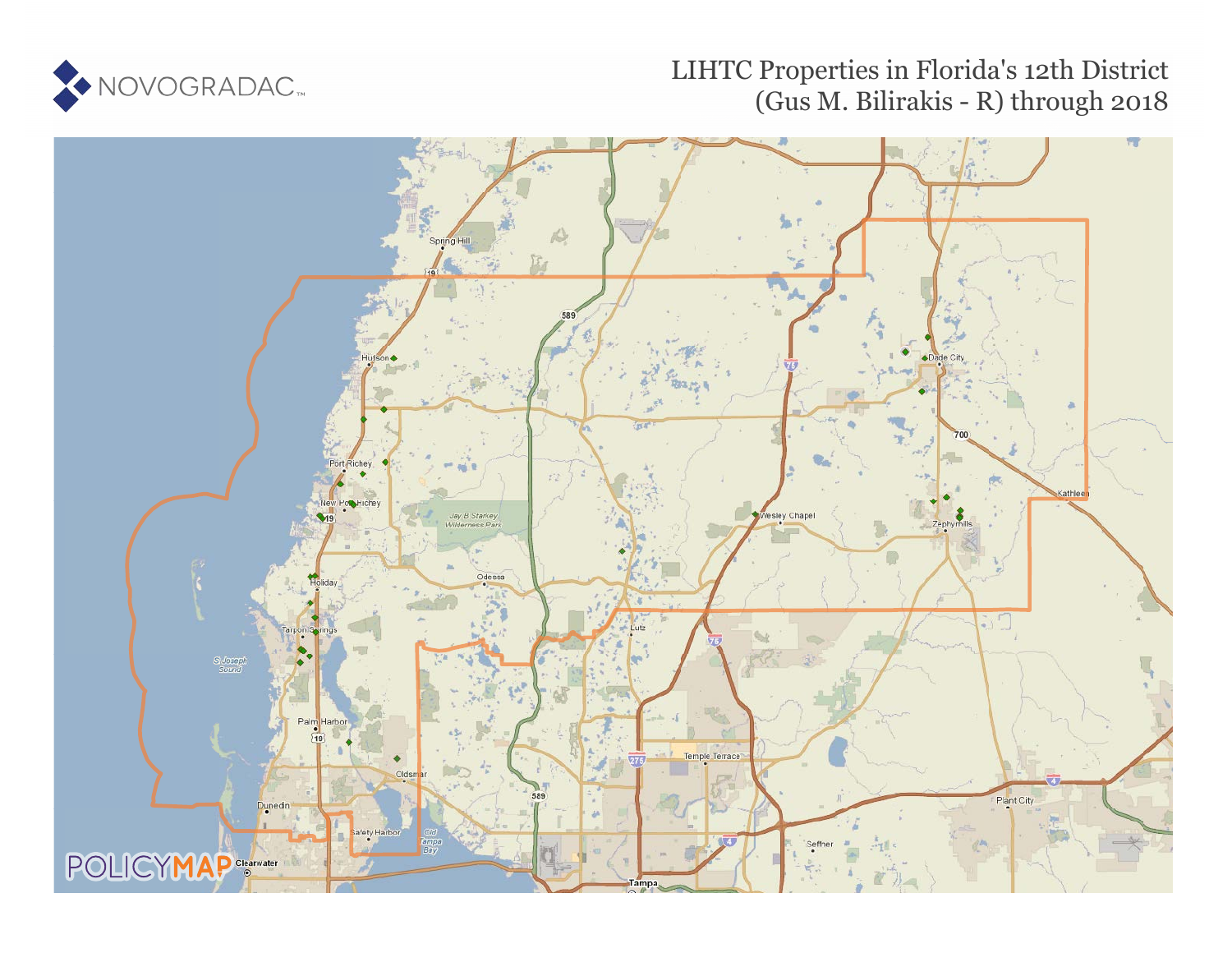NOVOGRADAC

# LIHTC Properties in Florida's 12th District (Gus M. Bilirakis - R) through 2018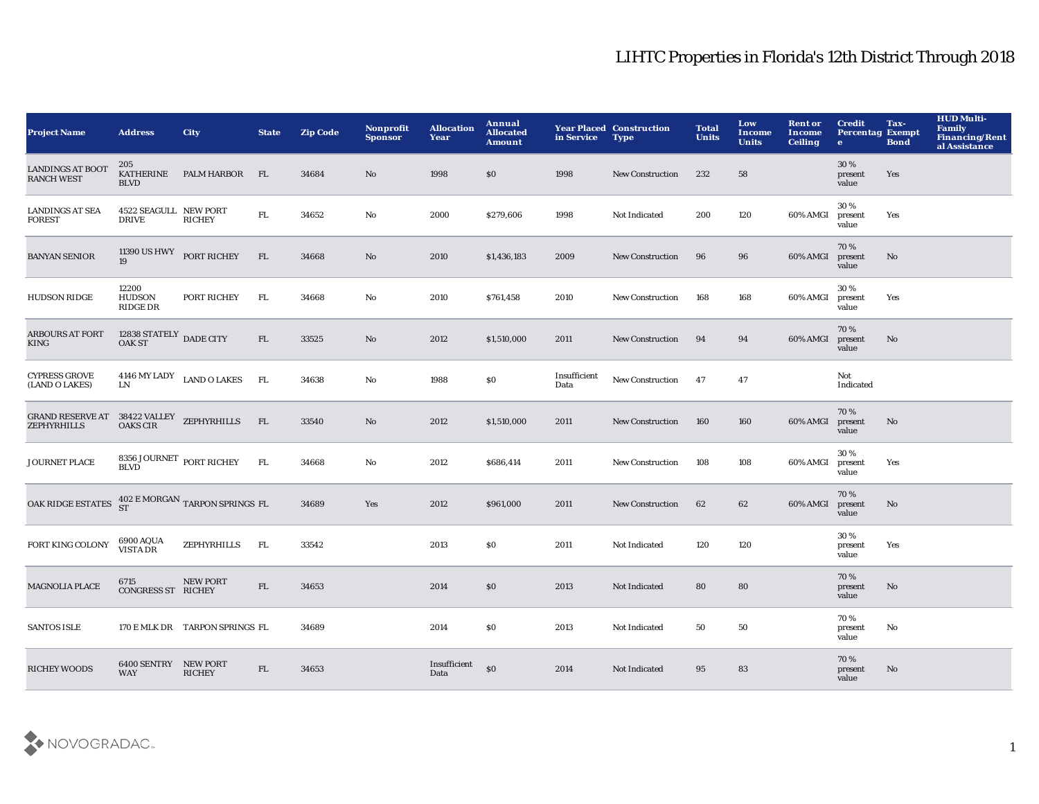# LIHTC Properties in Florida's 12th District Through 2018

| Project Name | Address | City | State | Zip Code | Nonprofit Sponsor | Allocation Year | Annual Allocated Amount | Year Placed in Service | Construction Type | Total Units | Low Income Units | Rent or Income Ceiling | Credit Percentage | Tax-Exempt Bond | HUD Multi-Family Financing/Rental Assistance |
|---|---|---|---|---|---|---|---|---|---|---|---|---|---|---|---|
| LANDINGS AT BOOT RANCH WEST | 205 KATHERINE BLVD | PALM HARBOR | FL | 34684 | No | 1998 | $0 | 1998 | New Construction | 232 | 58 | | 30 % present value | Yes | |
| LANDINGS AT SEA FOREST | 4522 SEAGULL DRIVE | NEW PORT RICHEY | FL | 34652 | No | 2000 | $279,606 | 1998 | Not Indicated | 200 | 120 | 60% AMGI | 30 % present value | Yes | |
| BANYAN SENIOR | 11390 US HWY 19 | PORT RICHEY | FL | 34668 | No | 2010 | $1,436,183 | 2009 | New Construction | 96 | 96 | 60% AMGI | 70 % present value | No | |
| HUDSON RIDGE | 12200 HUDSON RIDGE DR | PORT RICHEY | FL | 34668 | No | 2010 | $761,458 | 2010 | New Construction | 168 | 168 | 60% AMGI | 30 % present value | Yes | |
| ARBOURS AT FORT KING | 12838 STATELY OAK ST | DADE CITY | FL | 33525 | No | 2012 | $1,510,000 | 2011 | New Construction | 94 | 94 | 60% AMGI | 70 % present value | No | |
| CYPRESS GROVE (LAND O LAKES) | 4146 MY LADY LN | LAND O LAKES | FL | 34638 | No | 1988 | $0 | Insufficient Data | New Construction | 47 | 47 | | Not Indicated | | |
| GRAND RESERVE AT ZEPHYRHILLS | 38422 VALLEY OAKS CIR | ZEPHYRHILLS | FL | 33540 | No | 2012 | $1,510,000 | 2011 | New Construction | 160 | 160 | 60% AMGI | 70 % present value | No | |
| JOURNET PLACE | 8356 JOURNET BLVD | PORT RICHEY | FL | 34668 | No | 2012 | $686,414 | 2011 | New Construction | 108 | 108 | 60% AMGI | 30 % present value | Yes | |
| OAK RIDGE ESTATES | 402 E MORGAN ST | TARPON SPRINGS | FL | 34689 | Yes | 2012 | $961,000 | 2011 | New Construction | 62 | 62 | 60% AMGI | 70 % present value | No | |
| FORT KING COLONY | 6900 AQUA VISTA DR | ZEPHYRHILLS | FL | 33542 | | 2013 | $0 | 2011 | Not Indicated | 120 | 120 | | 30 % present value | Yes | |
| MAGNOLIA PLACE | 6715 CONGRESS ST | NEW PORT RICHEY | FL | 34653 | | 2014 | $0 | 2013 | Not Indicated | 80 | 80 | | 70 % present value | No | |
| SANTOS ISLE | 170 E MLK DR | TARPON SPRINGS | FL | 34689 | | 2014 | $0 | 2013 | Not Indicated | 50 | 50 | | 70 % present value | No | |
| RICHEY WOODS | 6400 SENTRY WAY | NEW PORT RICHEY | FL | 34653 | | Insufficient Data | $0 | 2014 | Not Indicated | 95 | 83 | | 70 % present value | No | |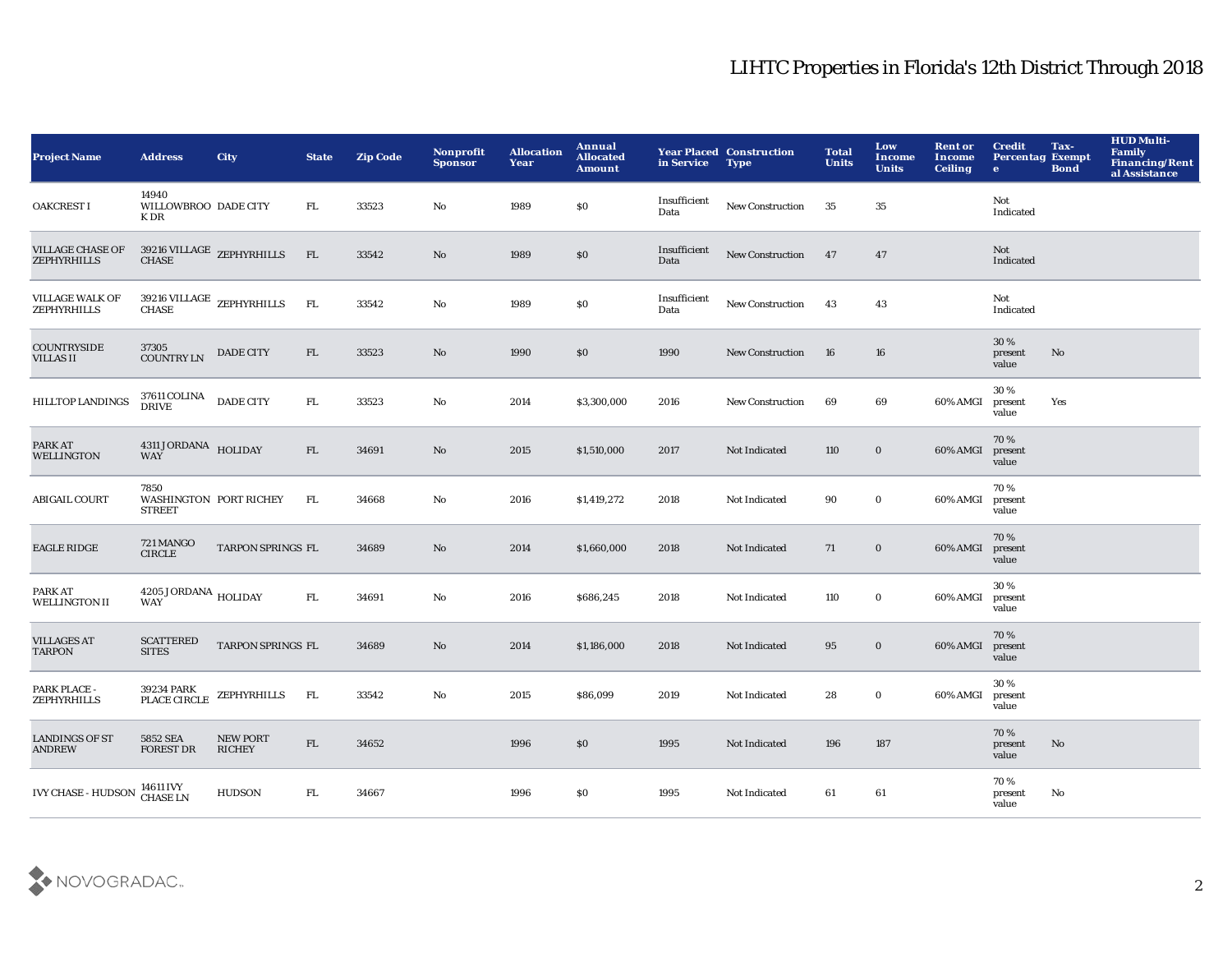# LIHTC Properties in Florida's 12th District Through 2018

| Project Name | Address | City | State | Zip Code | Nonprofit Sponsor | Allocation Year | Annual Allocated Amount | Year Placed in Service | Construction Type | Total Units | Low Income Units | Rent or Income Ceiling | Credit Percentage | Tax-Exempt Bond | HUD Multi-Family Financing/Rental Assistance |
|---|---|---|---|---|---|---|---|---|---|---|---|---|---|---|---|
| OAKCREST I | 14940 WILLOWBROOK DR | DADE CITY | FL | 33523 | No | 1989 | $0 | Insufficient Data | New Construction | 35 | 35 | | Not Indicated | | |
| VILLAGE CHASE OF ZEPHYRHILLS | 39216 VILLAGE CHASE | ZEPHYRHILLS | FL | 33542 | No | 1989 | $0 | Insufficient Data | New Construction | 47 | 47 | | Not Indicated | | |
| VILLAGE WALK OF ZEPHYRHILLS | 39216 VILLAGE CHASE | ZEPHYRHILLS | FL | 33542 | No | 1989 | $0 | Insufficient Data | New Construction | 43 | 43 | | Not Indicated | | |
| COUNTRYSIDE VILLAS II | 37305 COUNTRY LN | DADE CITY | FL | 33523 | No | 1990 | $0 | 1990 | New Construction | 16 | 16 | | 30 % present value | No | |
| HILLTOP LANDINGS | 37611 COLINA DRIVE | DADE CITY | FL | 33523 | No | 2014 | $3,300,000 | 2016 | New Construction | 69 | 69 | 60% AMGI | 30 % present value | Yes | |
| PARK AT WELLINGTON | 4311 JORDANA WAY | HOLIDAY | FL | 34691 | No | 2015 | $1,510,000 | 2017 | Not Indicated | 110 | 0 | 60% AMGI | 70 % present value | | |
| ABIGAIL COURT | 7850 WASHINGTON STREET | PORT RICHEY | FL | 34668 | No | 2016 | $1,419,272 | 2018 | Not Indicated | 90 | 0 | 60% AMGI | 70 % present value | | |
| EAGLE RIDGE | 721 MANGO CIRCLE | TARPON SPRINGS | FL | 34689 | No | 2014 | $1,660,000 | 2018 | Not Indicated | 71 | 0 | 60% AMGI | 70 % present value | | |
| PARK AT WELLINGTON II | 4205 JORDANA WAY | HOLIDAY | FL | 34691 | No | 2016 | $686,245 | 2018 | Not Indicated | 110 | 0 | 60% AMGI | 30 % present value | | |
| VILLAGES AT TARPON | SCATTERED SITES | TARPON SPRINGS | FL | 34689 | No | 2014 | $1,186,000 | 2018 | Not Indicated | 95 | 0 | 60% AMGI | 70 % present value | | |
| PARK PLACE - ZEPHYRHILLS | 39234 PARK PLACE CIRCLE | ZEPHYRHILLS | FL | 33542 | No | 2015 | $86,099 | 2019 | Not Indicated | 28 | 0 | 60% AMGI | 30 % present value | | |
| LANDINGS OF ST ANDREW | 5852 SEA FOREST DR | NEW PORT RICHEY | FL | 34652 | | 1996 | $0 | 1995 | Not Indicated | 196 | 187 | | 70 % present value | No | |
| IVY CHASE - HUDSON | 14611 IVY CHASE LN | HUDSON | FL | 34667 | | 1996 | $0 | 1995 | Not Indicated | 61 | 61 | | 70 % present value | No | |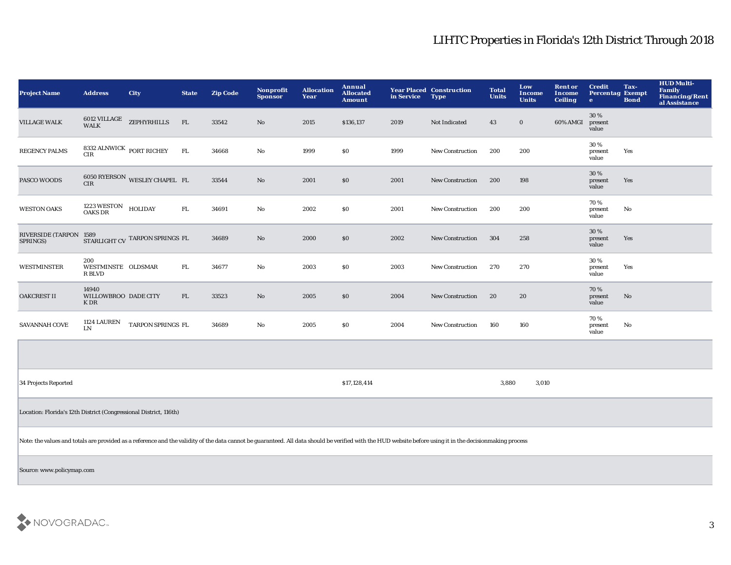# LIHTC Properties in Florida's 12th District Through 2018

| Project Name | Address | City | State | Zip Code | Nonprofit Sponsor | Allocation Year | Annual Allocated Amount | Year Placed in Service | Construction Type | Total Units | Low Income Units | Rent or Income Ceiling | Credit Percentage | Tax-Exempt Bond | HUD Multi-Family Financing/Rental Assistance |
|---|---|---|---|---|---|---|---|---|---|---|---|---|---|---|---|
| VILLAGE WALK | 6012 VILLAGE WALK | ZEPHYRHILLS | FL | 33542 | No | 2015 | $136,137 | 2019 | Not Indicated | 43 | 0 | 60% AMGI | 30 % present value | | |
| REGENCY PALMS | 8332 ALNWICK CIR | PORT RICHEY | FL | 34668 | No | 1999 | $0 | 1999 | New Construction | 200 | 200 | | 30 % present value | Yes | |
| PASCO WOODS | 6050 RYERSON CIR | WESLEY CHAPEL | FL | 33544 | No | 2001 | $0 | 2001 | New Construction | 200 | 198 | | 30 % present value | Yes | |
| WESTON OAKS | 1223 WESTON OAKS DR | HOLIDAY | FL | 34691 | No | 2002 | $0 | 2001 | New Construction | 200 | 200 | | 70 % present value | No | |
| RIVERSIDE (TARPON SPRINGS) | 1589 STARLIGHT CV | TARPON SPRINGS | FL | 34689 | No | 2000 | $0 | 2002 | New Construction | 304 | 258 | | 30 % present value | Yes | |
| WESTMINSTER | 200 WESTMINSTER BLVD | OLDSMAR | FL | 34677 | No | 2003 | $0 | 2003 | New Construction | 270 | 270 | | 30 % present value | Yes | |
| OAKCREST II | 14940 WILLOWBROOK DR | DADE CITY | FL | 33523 | No | 2005 | $0 | 2004 | New Construction | 20 | 20 | | 70 % present value | No | |
| SAVANNAH COVE | 1124 LAUREN LN | TARPON SPRINGS | FL | 34689 | No | 2005 | $0 | 2004 | New Construction | 160 | 160 | | 70 % present value | No | |
| | | | | | | | | | | | | | | | |
| 34 Projects Reported | | | | | | | $17,128,414 | | | 3,880 | 3,010 | | | | |

Location: Florida's 12th District (Congressional District, 116th)

Note: the values and totals are provided as a reference and the validity of the data cannot be guaranteed. All data should be verified with the HUD website before using it in the decisionmaking process

Source: www.policymap.com

NOVOGRADAC